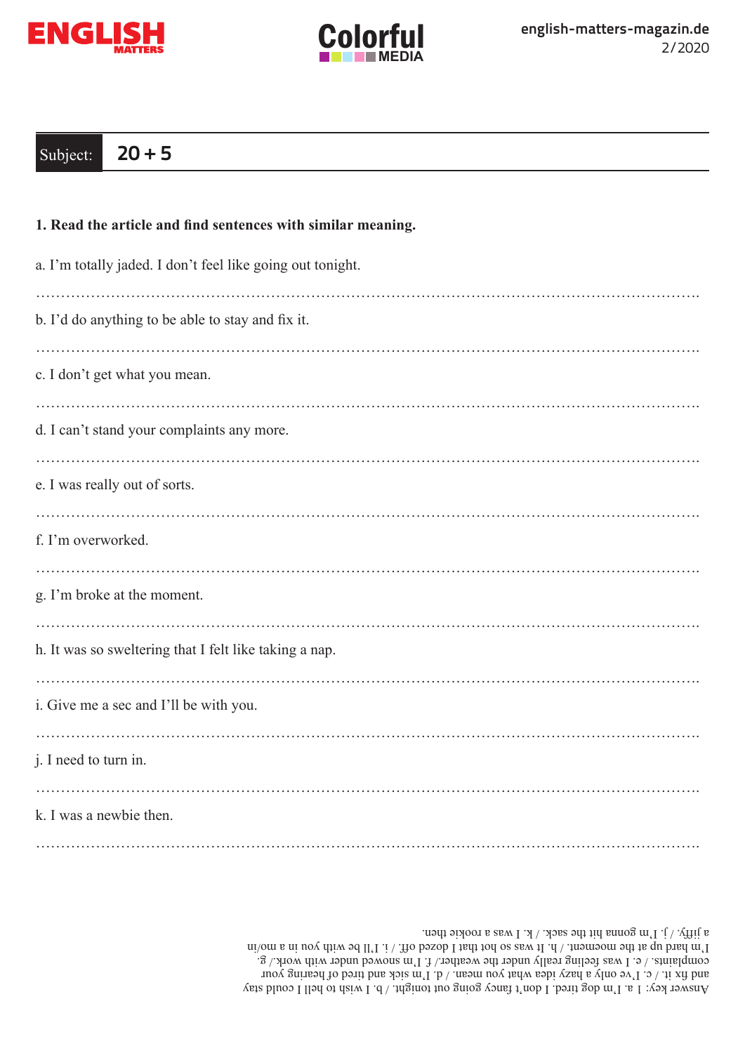Subject: **20 + 5**

**1. Read the article and find sentences with similar meaning.**

a. I'm totally jaded. I don't feel like going out tonight.

……………………………………………………………………………………………………

b. I'd do anything to be able to stay and fix it.

……………………………………………………………………………………………………

c. I don't get what you mean.

……………………………………………………………………………………………………

d. I can't stand your complaints any more.

……………………………………………………………………………………………………

e. I was really out of sorts.

……………………………………………………………………………………………………

f. I'm overworked.

……………………………………………………………………………………………………

g. I'm broke at the moment.

……………………………………………………………………………………………………

h. It was so sweltering that I felt like taking a nap.

……………………………………………………………………………………………………

i. Give me a sec and I'll be with you.

……………………………………………………………………………………………………

j. I need to turn in.

……………………………………………………………………………………………………

k. I was a newbie then.

……………………………………………………………………………………………………

Answer key: 1 a. I'm dog tired. I don't fancy going out tonight. / b. I wish to hell I could stay and fix it. / c. I've only a hazy idea what you mean. / d. I'm sick and tired of hearing your complaints. / e. I was feeling really under the weather. / f. I'm snowed under with work. / g. I'm hard up at the moment. / h. It was so hot that I dozed off. / i. I'll be with you in a mo/in a jiffy. / j. I'm gonna hit the sack. / k. I was a rookie then.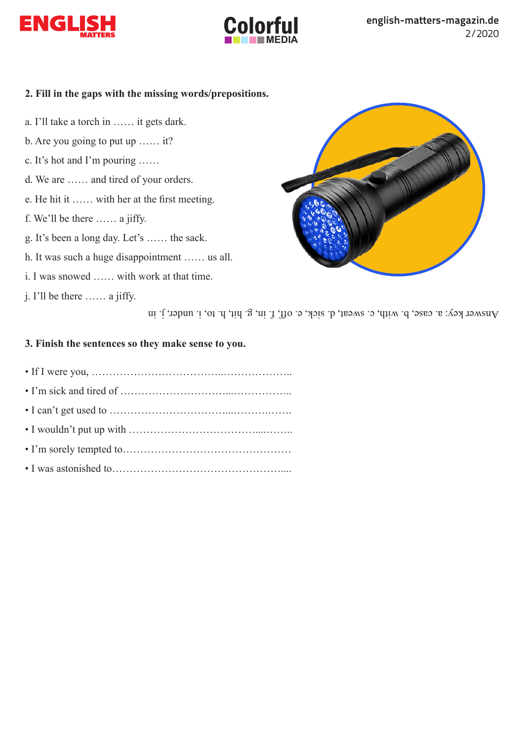**2. Fill in the gaps with the missing words/prepositions.**

a. I'll take a torch in …… it gets dark.

b. Are you going to put up …… it?

c. It's hot and I'm pouring ……

d. We are …… and tired of your orders.

e. He hit it …… with her at the first meeting.

f. We'll be there …… a jiffy.

g. It's been a long day. Let's …… the sack.

h. It was such a huge disappointment …… us all.

i. I was snowed …… with work at that time.

j. I'll be there …… a jiffy.

Answer key: a. case, b. with, c. sweat, d. sick, e. off, f. in, g. hit, h. to, i. under, j. in

**3. Finish the sentences so they make sense to you.**

- If I were you, ………………………………..………………..
- I'm sick and tired of …………………………...……………..
- I can't get used to ……………………………...……….…….
- I wouldn't put up with ……………………………….....……..
- I'm sorely tempted to…………………………………………
- I was astonished to…………………………………………....